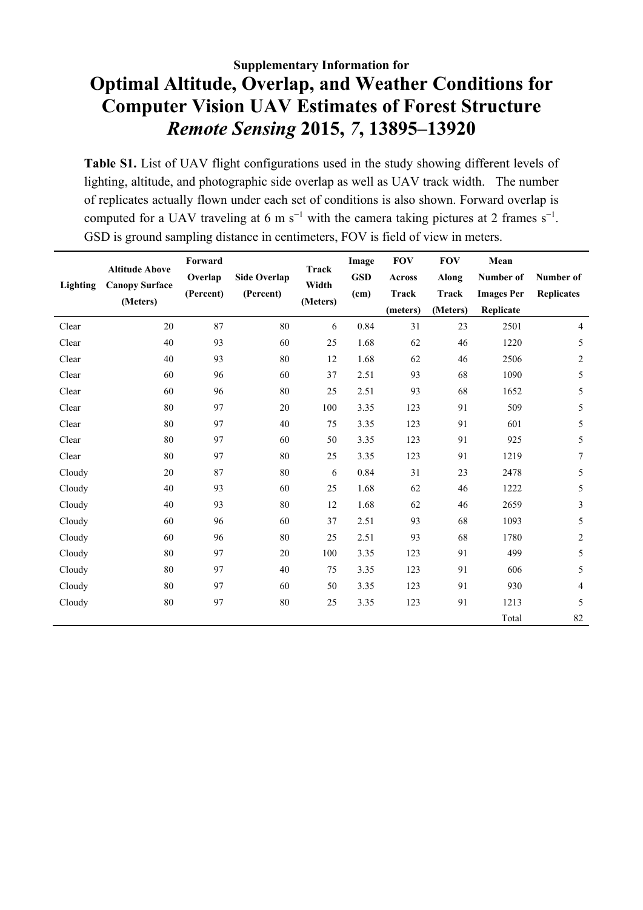**Supplementary Information for**

# Optimal Altitude, Overlap, and Weather Conditions for Computer Vision UAV Estimates of Forest Structure

## *Remote Sensing* 2015, *7*, 13895–13920

**Table S1.** List of UAV flight configurations used in the study showing different levels of lighting, altitude, and photographic side overlap as well as UAV track width. The number of replicates actually flown under each set of conditions is also shown. Forward overlap is computed for a UAV traveling at 6 m $s^{-1}$ with the camera taking pictures at 2 frames $s^{-1}$. GSD is ground sampling distance in centimeters, FOV is field of view in meters.

| Lighting | Altitude Above Canopy Surface (Meters) | Forward Overlap (Percent) | Side Overlap (Percent) | Track Width (Meters) | Image GSD (cm) | FOV Across Track (meters) | FOV Along Track (Meters) | Mean Number of Images Per Replicate | Number of Replicates |
|---|---|---|---|---|---|---|---|---|---|
| Clear | 20 | 87 | 80 | 6 | 0.84 | 31 | 23 | 2501 | 4 |
| Clear | 40 | 93 | 60 | 25 | 1.68 | 62 | 46 | 1220 | 5 |
| Clear | 40 | 93 | 80 | 12 | 1.68 | 62 | 46 | 2506 | 2 |
| Clear | 60 | 96 | 60 | 37 | 2.51 | 93 | 68 | 1090 | 5 |
| Clear | 60 | 96 | 80 | 25 | 2.51 | 93 | 68 | 1652 | 5 |
| Clear | 80 | 97 | 20 | 100 | 3.35 | 123 | 91 | 509 | 5 |
| Clear | 80 | 97 | 40 | 75 | 3.35 | 123 | 91 | 601 | 5 |
| Clear | 80 | 97 | 60 | 50 | 3.35 | 123 | 91 | 925 | 5 |
| Clear | 80 | 97 | 80 | 25 | 3.35 | 123 | 91 | 1219 | 7 |
| Cloudy | 20 | 87 | 80 | 6 | 0.84 | 31 | 23 | 2478 | 5 |
| Cloudy | 40 | 93 | 60 | 25 | 1.68 | 62 | 46 | 1222 | 5 |
| Cloudy | 40 | 93 | 80 | 12 | 1.68 | 62 | 46 | 2659 | 3 |
| Cloudy | 60 | 96 | 60 | 37 | 2.51 | 93 | 68 | 1093 | 5 |
| Cloudy | 60 | 96 | 80 | 25 | 2.51 | 93 | 68 | 1780 | 2 |
| Cloudy | 80 | 97 | 20 | 100 | 3.35 | 123 | 91 | 499 | 5 |
| Cloudy | 80 | 97 | 40 | 75 | 3.35 | 123 | 91 | 606 | 5 |
| Cloudy | 80 | 97 | 60 | 50 | 3.35 | 123 | 91 | 930 | 4 |
| Cloudy | 80 | 97 | 80 | 25 | 3.35 | 123 | 91 | 1213 | 5 |
| | | | | | | | | Total | 82 |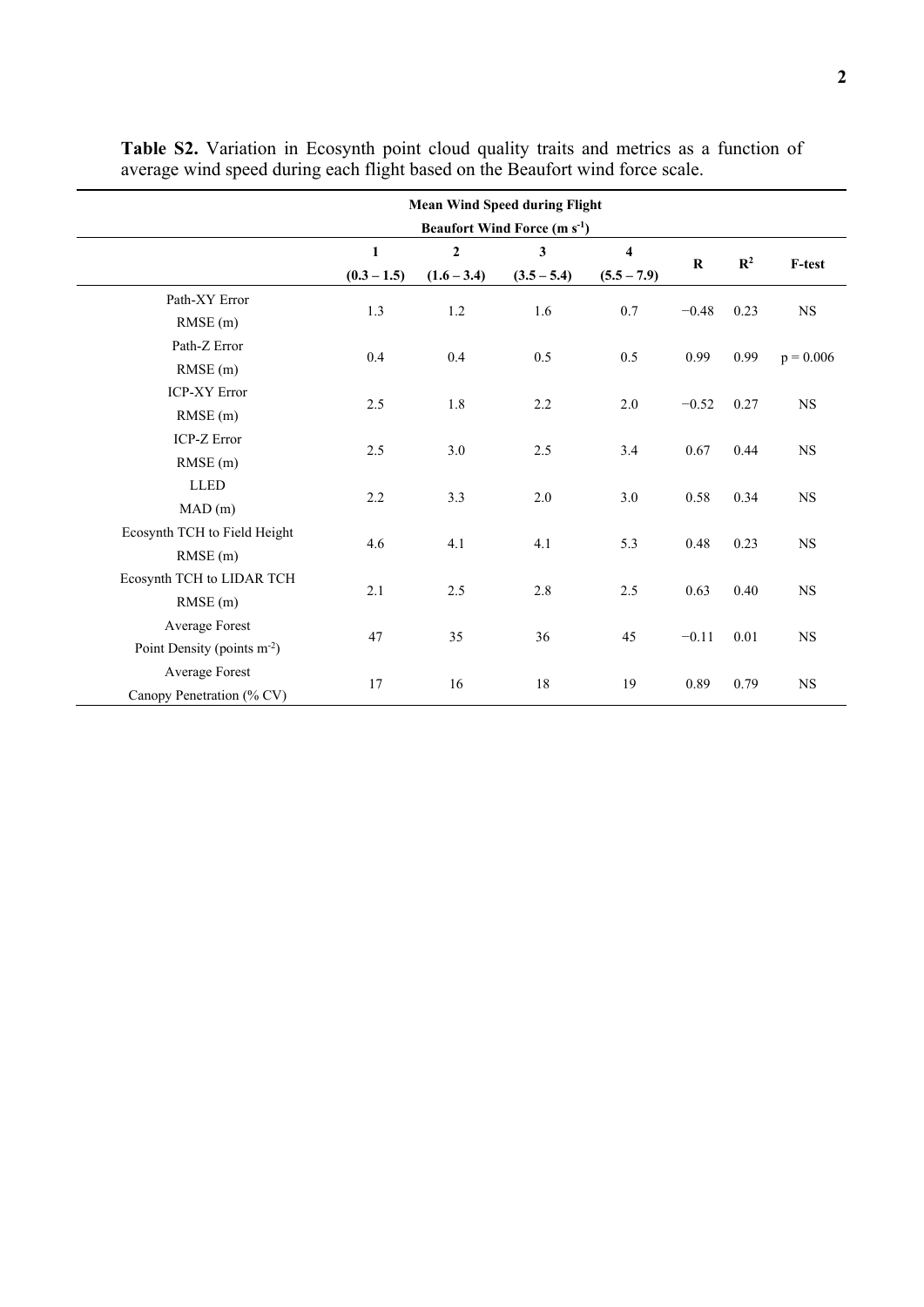**Table S2.** Variation in Ecosynth point cloud quality traits and metrics as a function of average wind speed during each flight based on the Beaufort wind force scale.

| | **Mean Wind Speed during Flight Beaufort Wind Force (m s$^{-1}$)** | | | | | | |
|---|---|---|---|---|---|---|---|
| | **1 (0.3 – 1.5)** | **2 (1.6 – 3.4)** | **3 (3.5 – 5.4)** | **4 (5.5 – 7.9)** | **R** | **$R^2$** | **F-test** |
| Path-XY Error RMSE (m) | 1.3 | 1.2 | 1.6 | 0.7 | −0.48 | 0.23 | NS |
| Path-Z Error RMSE (m) | 0.4 | 0.4 | 0.5 | 0.5 | 0.99 | 0.99 | $p = 0.006$ |
| ICP-XY Error RMSE (m) | 2.5 | 1.8 | 2.2 | 2.0 | −0.52 | 0.27 | NS |
| ICP-Z Error RMSE (m) | 2.5 | 3.0 | 2.5 | 3.4 | 0.67 | 0.44 | NS |
| LLED MAD (m) | 2.2 | 3.3 | 2.0 | 3.0 | 0.58 | 0.34 | NS |
| Ecosynth TCH to Field Height RMSE (m) | 4.6 | 4.1 | 4.1 | 5.3 | 0.48 | 0.23 | NS |
| Ecosynth TCH to LIDAR TCH RMSE (m) | 2.1 | 2.5 | 2.8 | 2.5 | 0.63 | 0.40 | NS |
| Average Forest Point Density (points m$^{-2}$) | 47 | 35 | 36 | 45 | −0.11 | 0.01 | NS |
| Average Forest Canopy Penetration (% CV) | 17 | 16 | 18 | 19 | 0.89 | 0.79 | NS |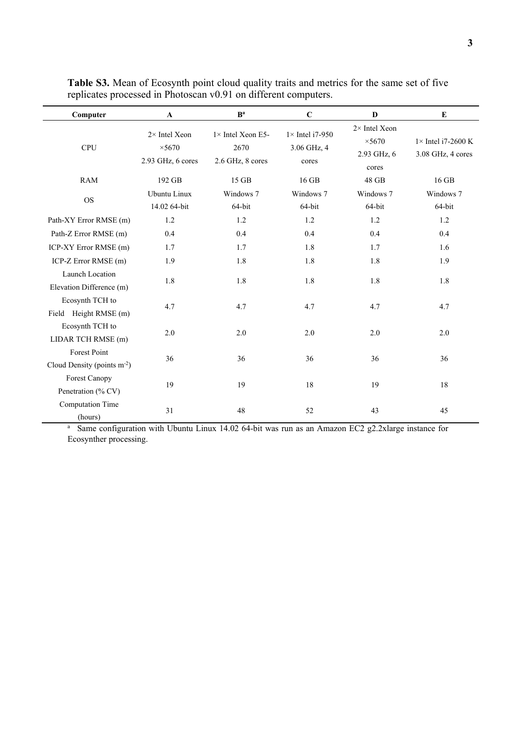**Table S3.** Mean of Ecosynth point cloud quality traits and metrics for the same set of five replicates processed in Photoscan v0.91 on different computers.

| Computer | A | B[a] | C | D | E |
|---|---|---|---|---|---|
| CPU | 2× Intel Xeon ×5670 2.93 GHz, 6 cores | 1× Intel Xeon E5-2670 2.6 GHz, 8 cores | 1× Intel i7-950 3.06 GHz, 4 cores | 2× Intel Xeon ×5670 2.93 GHz, 6 cores | 1× Intel i7-2600 K 3.08 GHz, 4 cores |
| RAM | 192 GB | 15 GB | 16 GB | 48 GB | 16 GB |
| OS | Ubuntu Linux 14.02 64-bit | Windows 7 64-bit | Windows 7 64-bit | Windows 7 64-bit | Windows 7 64-bit |
| Path-XY Error RMSE (m) | 1.2 | 1.2 | 1.2 | 1.2 | 1.2 |
| Path-Z Error RMSE (m) | 0.4 | 0.4 | 0.4 | 0.4 | 0.4 |
| ICP-XY Error RMSE (m) | 1.7 | 1.7 | 1.8 | 1.7 | 1.6 |
| ICP-Z Error RMSE (m) | 1.9 | 1.8 | 1.8 | 1.8 | 1.9 |
| Launch Location Elevation Difference (m) | 1.8 | 1.8 | 1.8 | 1.8 | 1.8 |
| Ecosynth TCH to Field Height RMSE (m) | 4.7 | 4.7 | 4.7 | 4.7 | 4.7 |
| Ecosynth TCH to LIDAR TCH RMSE (m) | 2.0 | 2.0 | 2.0 | 2.0 | 2.0 |
| Forest Point Cloud Density (points $m^{-2}$) | 36 | 36 | 36 | 36 | 36 |
| Forest Canopy Penetration (% CV) | 19 | 19 | 18 | 19 | 18 |
| Computation Time (hours) | 31 | 48 | 52 | 43 | 45 |

[a] Same configuration with Ubuntu Linux 14.02 64-bit was run as an Amazon EC2 g2.2xlarge instance for Ecosynther processing.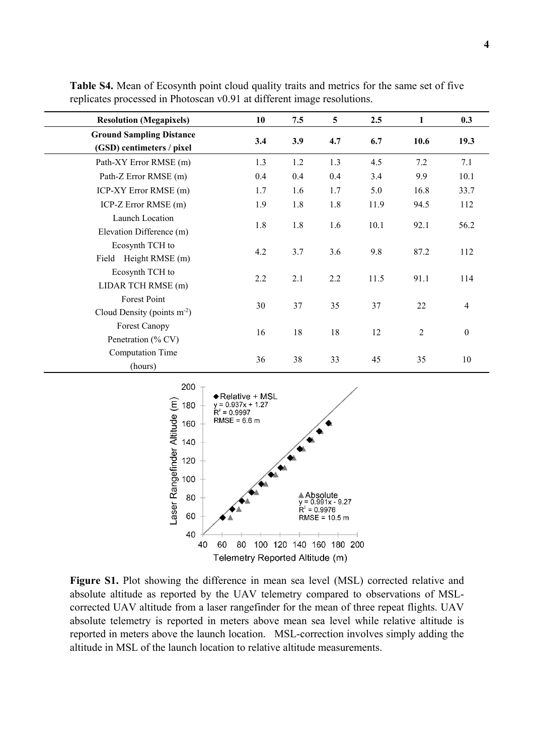**Table S4.** Mean of Ecosynth point cloud quality traits and metrics for the same set of five replicates processed in Photoscan v0.91 at different image resolutions.

| Resolution (Megapixels) | 10 | 7.5 | 5 | 2.5 | 1 | 0.3 |
|---|---|---|---|---|---|---|
| **Ground Sampling Distance (GSD) centimeters / pixel** | **3.4** | **3.9** | **4.7** | **6.7** | **10.6** | **19.3** |
| Path-XY Error RMSE (m) | 1.3 | 1.2 | 1.3 | 4.5 | 7.2 | 7.1 |
| Path-Z Error RMSE (m) | 0.4 | 0.4 | 0.4 | 3.4 | 9.9 | 10.1 |
| ICP-XY Error RMSE (m) | 1.7 | 1.6 | 1.7 | 5.0 | 16.8 | 33.7 |
| ICP-Z Error RMSE (m) | 1.9 | 1.8 | 1.8 | 11.9 | 94.5 | 112 |
| Launch Location Elevation Difference (m) | 1.8 | 1.8 | 1.6 | 10.1 | 92.1 | 56.2 |
| Ecosynth TCH to Field Height RMSE (m) | 4.2 | 3.7 | 3.6 | 9.8 | 87.2 | 112 |
| Ecosynth TCH to LIDAR TCH RMSE (m) | 2.2 | 2.1 | 2.2 | 11.5 | 91.1 | 114 |
| Forest Point Cloud Density (points $m^{-2}$) | 30 | 37 | 35 | 37 | 22 | 4 |
| Forest Canopy Penetration (% CV) | 16 | 18 | 18 | 12 | 2 | 0 |
| Computation Time (hours) | 36 | 38 | 33 | 45 | 35 | 10 |

**Figure S1.** Plot showing the difference in mean sea level (MSL) corrected relative and absolute altitude as reported by the UAV telemetry compared to observations of MSL-corrected UAV altitude from a laser rangefinder for the mean of three repeat flights. UAV absolute telemetry is reported in meters above mean sea level while relative altitude is reported in meters above the launch location. MSL-correction involves simply adding the altitude in MSL of the launch location to relative altitude measurements.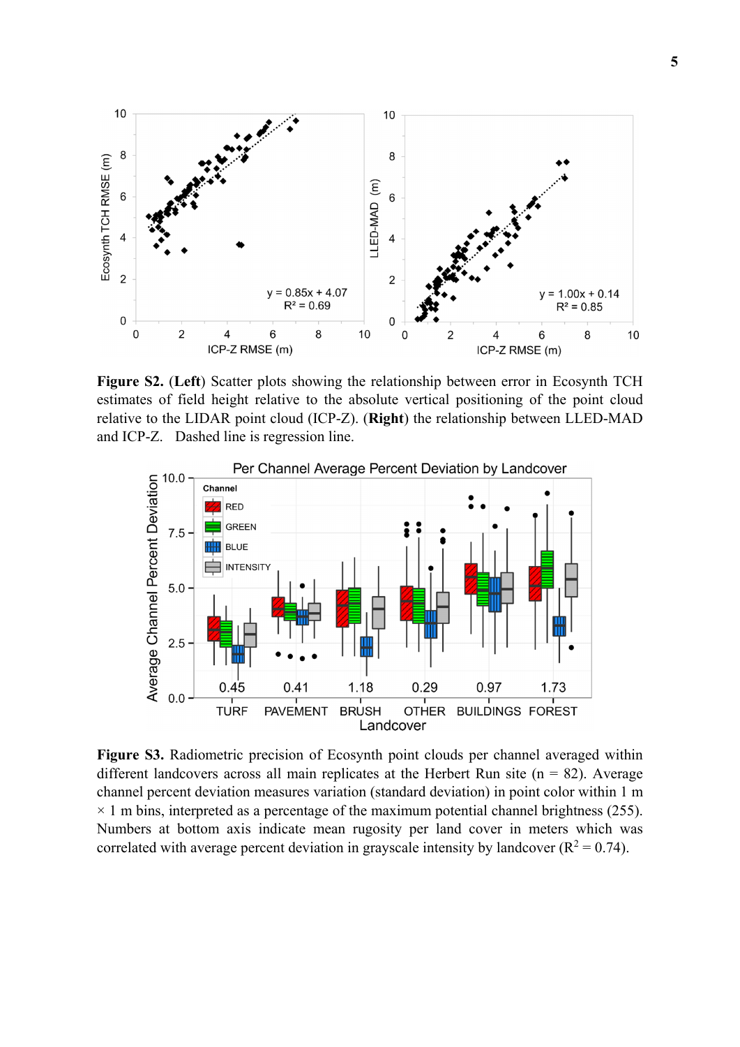**Figure S2.** (**Left**) Scatter plots showing the relationship between error in Ecosynth TCH estimates of field height relative to the absolute vertical positioning of the point cloud relative to the LIDAR point cloud (ICP-Z). (**Right**) the relationship between LLED-MAD and ICP-Z. Dashed line is regression line.

**Figure S3.** Radiometric precision of Ecosynth point clouds per channel averaged within different landcovers across all main replicates at the Herbert Run site (n = 82). Average channel percent deviation measures variation (standard deviation) in point color within 1 m × 1 m bins, interpreted as a percentage of the maximum potential channel brightness (255). Numbers at bottom axis indicate mean rugosity per land cover in meters which was correlated with average percent deviation in grayscale intensity by landcover ($R^2 = 0.74$).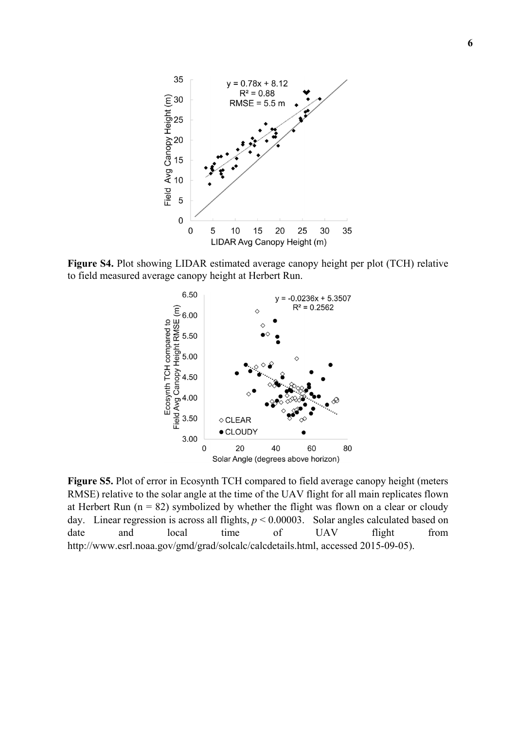**Figure S4.** Plot showing LIDAR estimated average canopy height per plot (TCH) relative to field measured average canopy height at Herbert Run.

**Figure S5.** Plot of error in Ecosynth TCH compared to field average canopy height (meters RMSE) relative to the solar angle at the time of the UAV flight for all main replicates flown at Herbert Run (n = 82) symbolized by whether the flight was flown on a clear or cloudy day. Linear regression is across all flights, $p < 0.00003$. Solar angles calculated based on date and local time of UAV flight from http://www.esrl.noaa.gov/gmd/grad/solcalc/calcdetails.html, accessed 2015-09-05).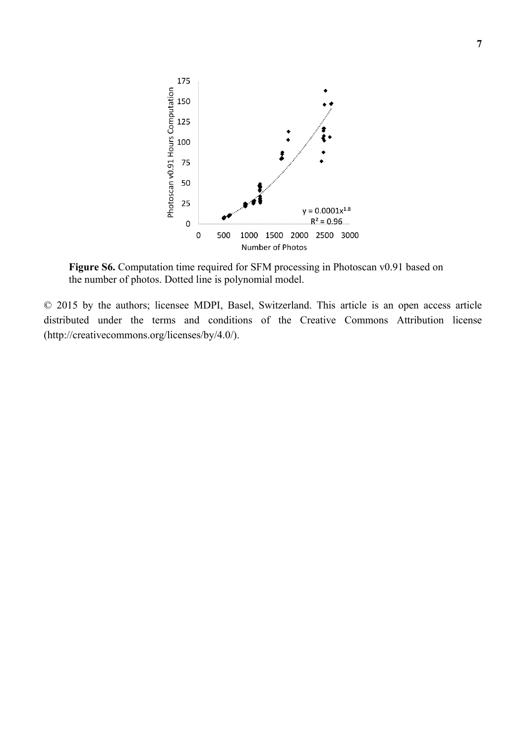Photoscan v0.91 Hours Computation

175
150
125
100
75
50
25
0

0 500 1000 1500 2000 2500 3000

Number of Photos

$y = 0.0001x^{1.8}$

$R^2 = 0.96$

**Figure S6.** Computation time required for SFM processing in Photoscan v0.91 based on the number of photos. Dotted line is polynomial model.

© 2015 by the authors; licensee MDPI, Basel, Switzerland. This article is an open access article distributed under the terms and conditions of the Creative Commons Attribution license (http://creativecommons.org/licenses/by/4.0/).